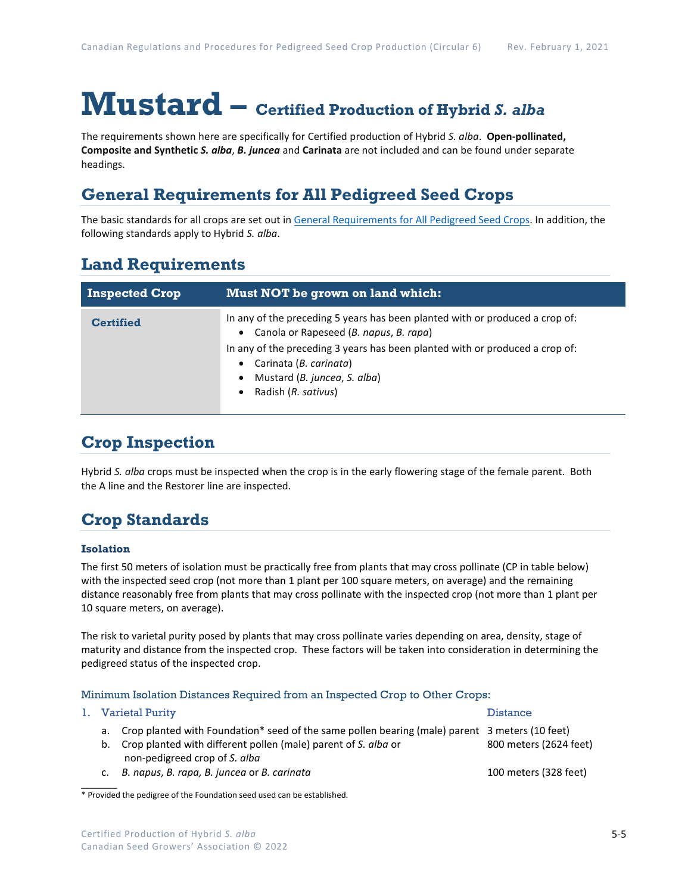# Mustard – Certified Production of Hybrid *S. alba*

The requirements shown here are specifically for Certified production of Hybrid *S. alba*. **Open-pollinated, Composite and Synthetic *S. alba*, *B. juncea*** and **Carinata** are not included and can be found under separate headings.

## General Requirements for All Pedigreed Seed Crops

The basic standards for all crops are set out in [General Requirements for All Pedigreed Seed Crops](). In addition, the following standards apply to Hybrid *S. alba*.

## Land Requirements

| Inspected Crop | Must NOT be grown on land which: |
|---|---|
| **Certified** | In any of the preceding 5 years has been planted with or produced a crop of:<br>• Canola or Rapeseed (*B. napus*, *B. rapa*)<br>In any of the preceding 3 years has been planted with or produced a crop of:<br>• Carinata (*B. carinata*)<br>• Mustard (*B. juncea*, *S. alba*)<br>• Radish (*R. sativus*) |

## Crop Inspection

Hybrid *S. alba* crops must be inspected when the crop is in the early flowering stage of the female parent. Both the A line and the Restorer line are inspected.

## Crop Standards

### Isolation

The first 50 meters of isolation must be practically free from plants that may cross pollinate (CP in table below) with the inspected seed crop (not more than 1 plant per 100 square meters, on average) and the remaining distance reasonably free from plants that may cross pollinate with the inspected crop (not more than 1 plant per 10 square meters, on average).

The risk to varietal purity posed by plants that may cross pollinate varies depending on area, density, stage of maturity and distance from the inspected crop. These factors will be taken into consideration in determining the pedigreed status of the inspected crop.

Minimum Isolation Distances Required from an Inspected Crop to Other Crops:

| 1. Varietal Purity | Distance |
|---|---|
| a. Crop planted with Foundation* seed of the same pollen bearing (male) parent | 3 meters (10 feet) |
| b. Crop planted with different pollen (male) parent of *S. alba* or non-pedigreed crop of *S. alba* | 800 meters (2624 feet) |
| c. *B. napus*, *B. rapa*, *B. juncea* or *B. carinata* | 100 meters (328 feet) |

\* Provided the pedigree of the Foundation seed used can be established.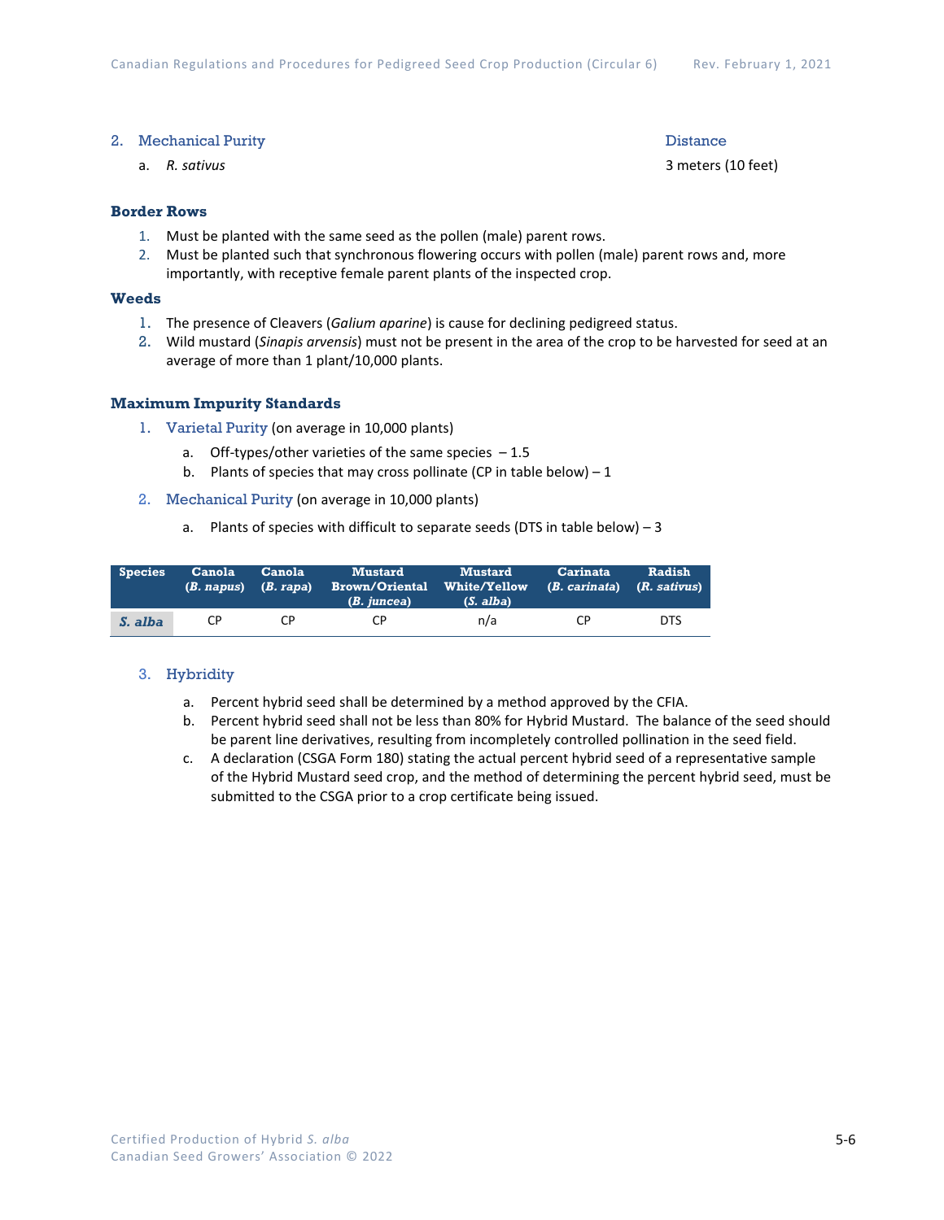2. Mechanical Purity | Distance

a. *R. sativus* | 3 meters (10 feet)

### Border Rows

1. Must be planted with the same seed as the pollen (male) parent rows.
2. Must be planted such that synchronous flowering occurs with pollen (male) parent rows and, more importantly, with receptive female parent plants of the inspected crop.

### Weeds

1. The presence of Cleavers (*Galium aparine*) is cause for declining pedigreed status.
2. Wild mustard (*Sinapis arvensis*) must not be present in the area of the crop to be harvested for seed at an average of more than 1 plant/10,000 plants.

### Maximum Impurity Standards

1. Varietal Purity (on average in 10,000 plants)
    a. Off-types/other varieties of the same species – 1.5
    b. Plants of species that may cross pollinate (CP in table below) – 1
2. Mechanical Purity (on average in 10,000 plants)
    a. Plants of species with difficult to separate seeds (DTS in table below) – 3

| Species | Canola (*B. napus*) | Canola (*B. rapa*) | Mustard Brown/Oriental (*B. juncea*) | Mustard White/Yellow (*S. alba*) | Carinata (*B. carinata*) | Radish (*R. sativus*) |
|---|---|---|---|---|---|---|
| ***S. alba*** | CP | CP | CP | n/a | CP | DTS |

3. Hybridity
    a. Percent hybrid seed shall be determined by a method approved by the CFIA.
    b. Percent hybrid seed shall not be less than 80% for Hybrid Mustard. The balance of the seed should be parent line derivatives, resulting from incompletely controlled pollination in the seed field.
    c. A declaration (CSGA Form 180) stating the actual percent hybrid seed of a representative sample of the Hybrid Mustard seed crop, and the method of determining the percent hybrid seed, must be submitted to the CSGA prior to a crop certificate being issued.